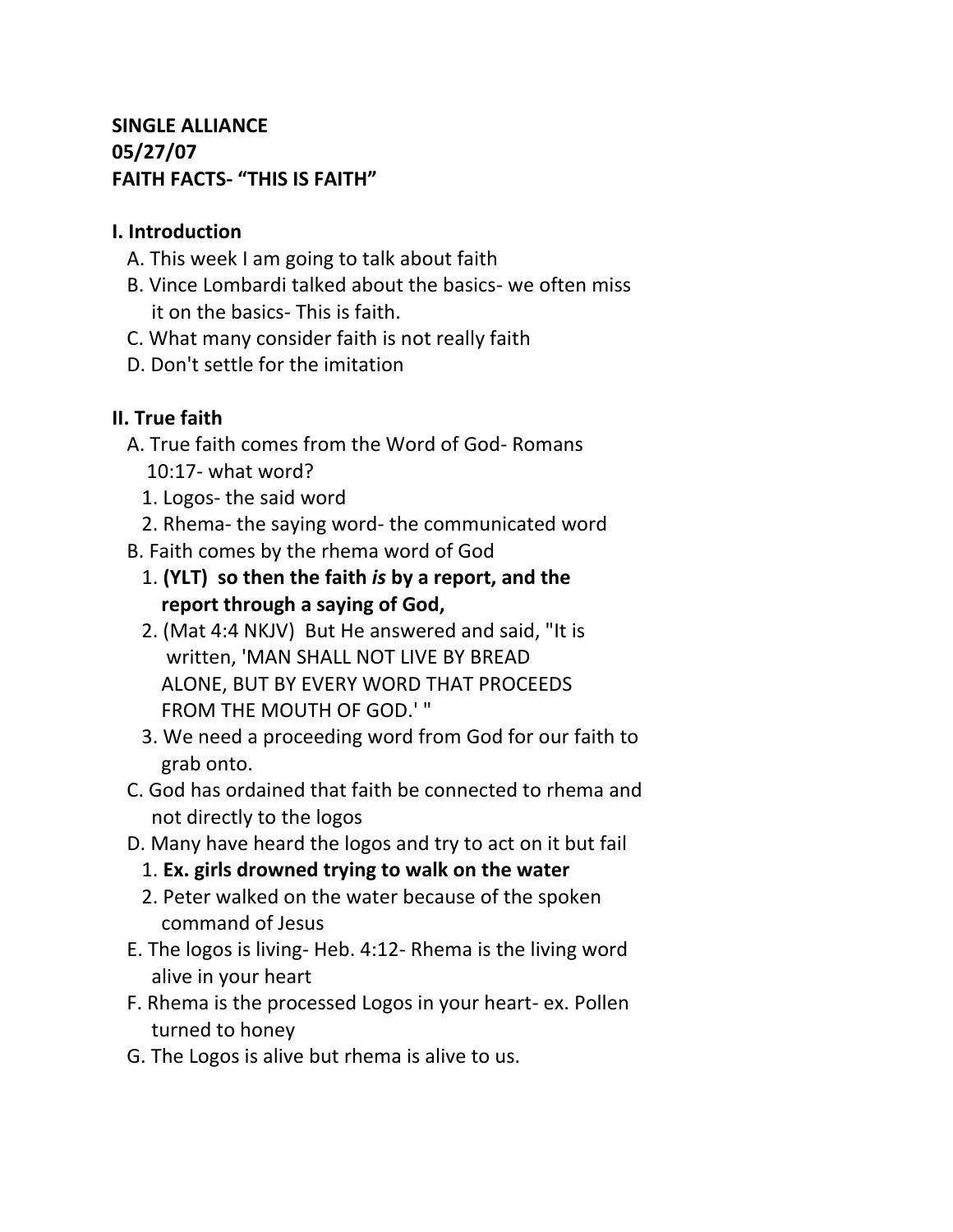**SINGLE ALLIANCE**
**05/27/07**
**FAITH FACTS- "THIS IS FAITH"**

**I. Introduction**

A. This week I am going to talk about faith

B. Vince Lombardi talked about the basics- we often miss it on the basics- This is faith.

C. What many consider faith is not really faith

D. Don't settle for the imitation

**II. True faith**

A. True faith comes from the Word of God- Romans 10:17- what word?

1. Logos- the said word
2. Rhema- the saying word- the communicated word

B. Faith comes by the rhema word of God

1. **(YLT) so then the faith *is* by a report, and the report through a saying of God,**
2. (Mat 4:4 NKJV) But He answered and said, "It is written, 'MAN SHALL NOT LIVE BY BREAD ALONE, BUT BY EVERY WORD THAT PROCEEDS FROM THE MOUTH OF GOD.' "
3. We need a proceeding word from God for our faith to grab onto.

C. God has ordained that faith be connected to rhema and not directly to the logos

D. Many have heard the logos and try to act on it but fail

1. **Ex. girls drowned trying to walk on the water**
2. Peter walked on the water because of the spoken command of Jesus

E. The logos is living- Heb. 4:12- Rhema is the living word alive in your heart

F. Rhema is the processed Logos in your heart- ex. Pollen turned to honey

G. The Logos is alive but rhema is alive to us.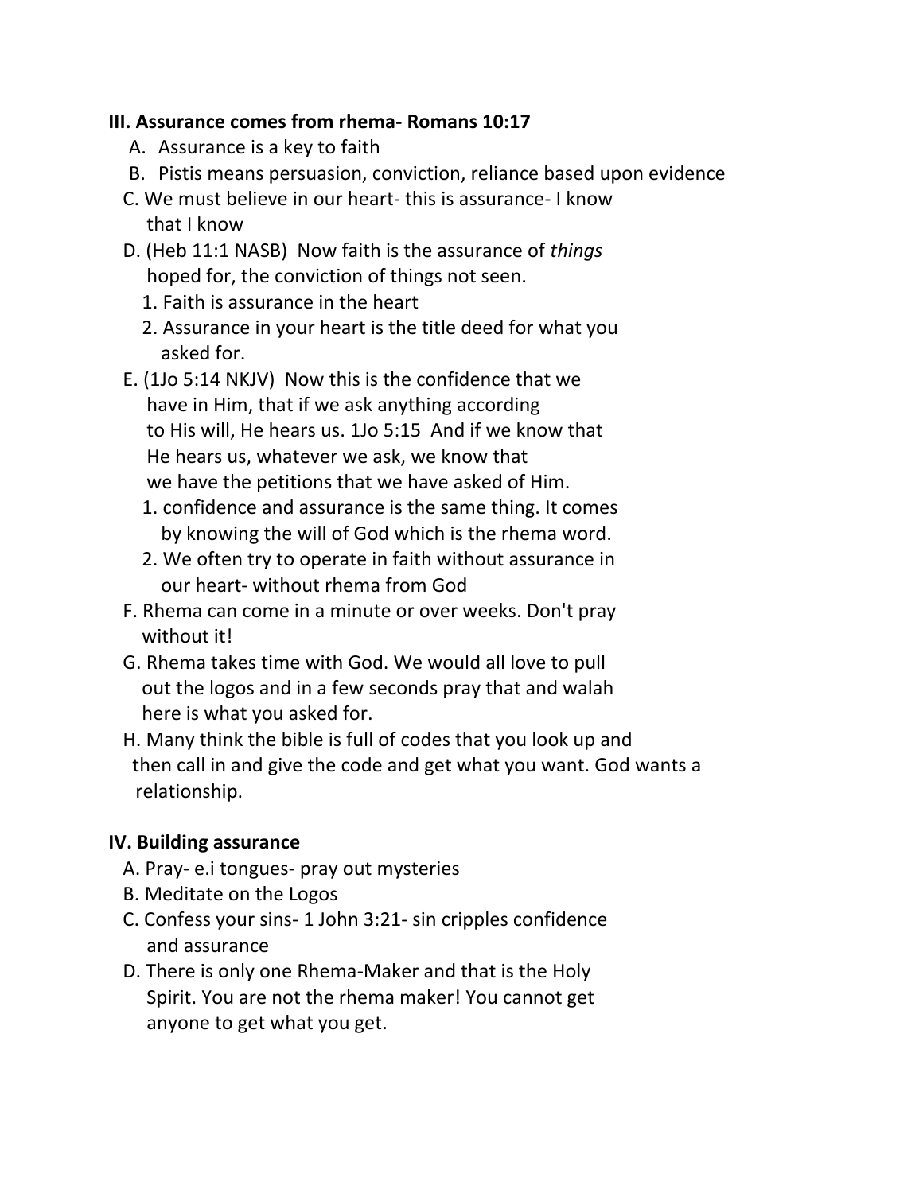**III. Assurance comes from rhema- Romans 10:17**

A. Assurance is a key to faith

B. Pistis means persuasion, conviction, reliance based upon evidence

C. We must believe in our heart- this is assurance- I know that I know

D. (Heb 11:1 NASB) Now faith is the assurance of *things* hoped for, the conviction of things not seen.

1. Faith is assurance in the heart
2. Assurance in your heart is the title deed for what you asked for.

E. (1Jo 5:14 NKJV) Now this is the confidence that we have in Him, that if we ask anything according to His will, He hears us. 1Jo 5:15 And if we know that He hears us, whatever we ask, we know that we have the petitions that we have asked of Him.

1. confidence and assurance is the same thing. It comes by knowing the will of God which is the rhema word.
2. We often try to operate in faith without assurance in our heart- without rhema from God

F. Rhema can come in a minute or over weeks. Don't pray without it!

G. Rhema takes time with God. We would all love to pull out the logos and in a few seconds pray that and walah here is what you asked for.

H. Many think the bible is full of codes that you look up and then call in and give the code and get what you want. God wants a relationship.

**IV. Building assurance**

A. Pray- e.i tongues- pray out mysteries

B. Meditate on the Logos

C. Confess your sins- 1 John 3:21- sin cripples confidence and assurance

D. There is only one Rhema-Maker and that is the Holy Spirit. You are not the rhema maker! You cannot get anyone to get what you get.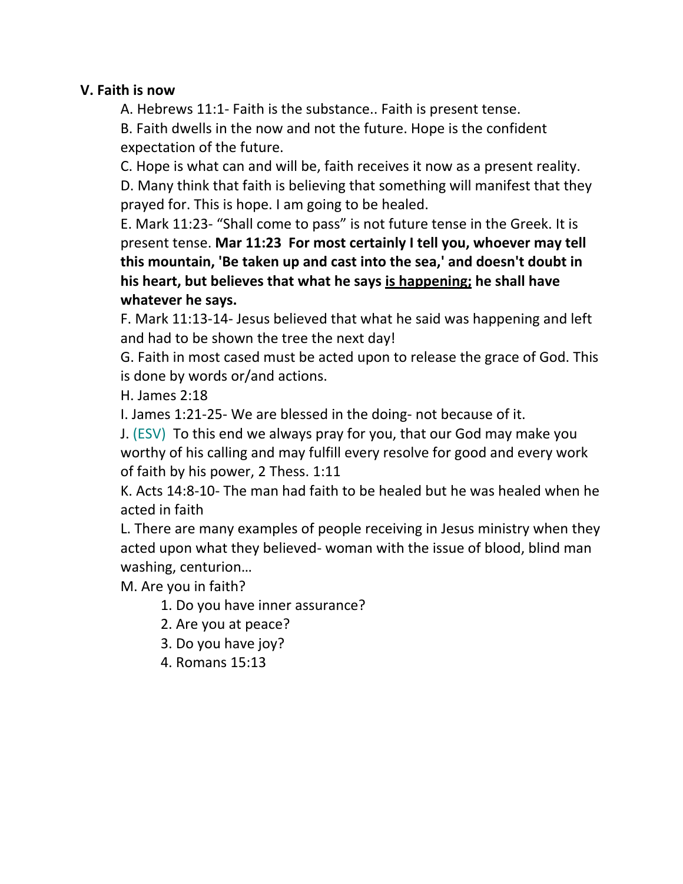**V. Faith is now**

A. Hebrews 11:1- Faith is the substance.. Faith is present tense.

B. Faith dwells in the now and not the future. Hope is the confident expectation of the future.

C. Hope is what can and will be, faith receives it now as a present reality.

D. Many think that faith is believing that something will manifest that they prayed for. This is hope. I am going to be healed.

E. Mark 11:23- "Shall come to pass" is not future tense in the Greek. It is present tense. **Mar 11:23 For most certainly I tell you, whoever may tell this mountain, 'Be taken up and cast into the sea,' and doesn't doubt in his heart, but believes that what he says <u>is happening;</u> he shall have whatever he says.**

F. Mark 11:13-14- Jesus believed that what he said was happening and left and had to be shown the tree the next day!

G. Faith in most cased must be acted upon to release the grace of God. This is done by words or/and actions.

H. James 2:18

I. James 1:21-25- We are blessed in the doing- not because of it.

J. (ESV) To this end we always pray for you, that our God may make you worthy of his calling and may fulfill every resolve for good and every work of faith by his power, 2 Thess. 1:11

K. Acts 14:8-10- The man had faith to be healed but he was healed when he acted in faith

L. There are many examples of people receiving in Jesus ministry when they acted upon what they believed- woman with the issue of blood, blind man washing, centurion…

M. Are you in faith?

1. Do you have inner assurance?
2. Are you at peace?
3. Do you have joy?
4. Romans 15:13